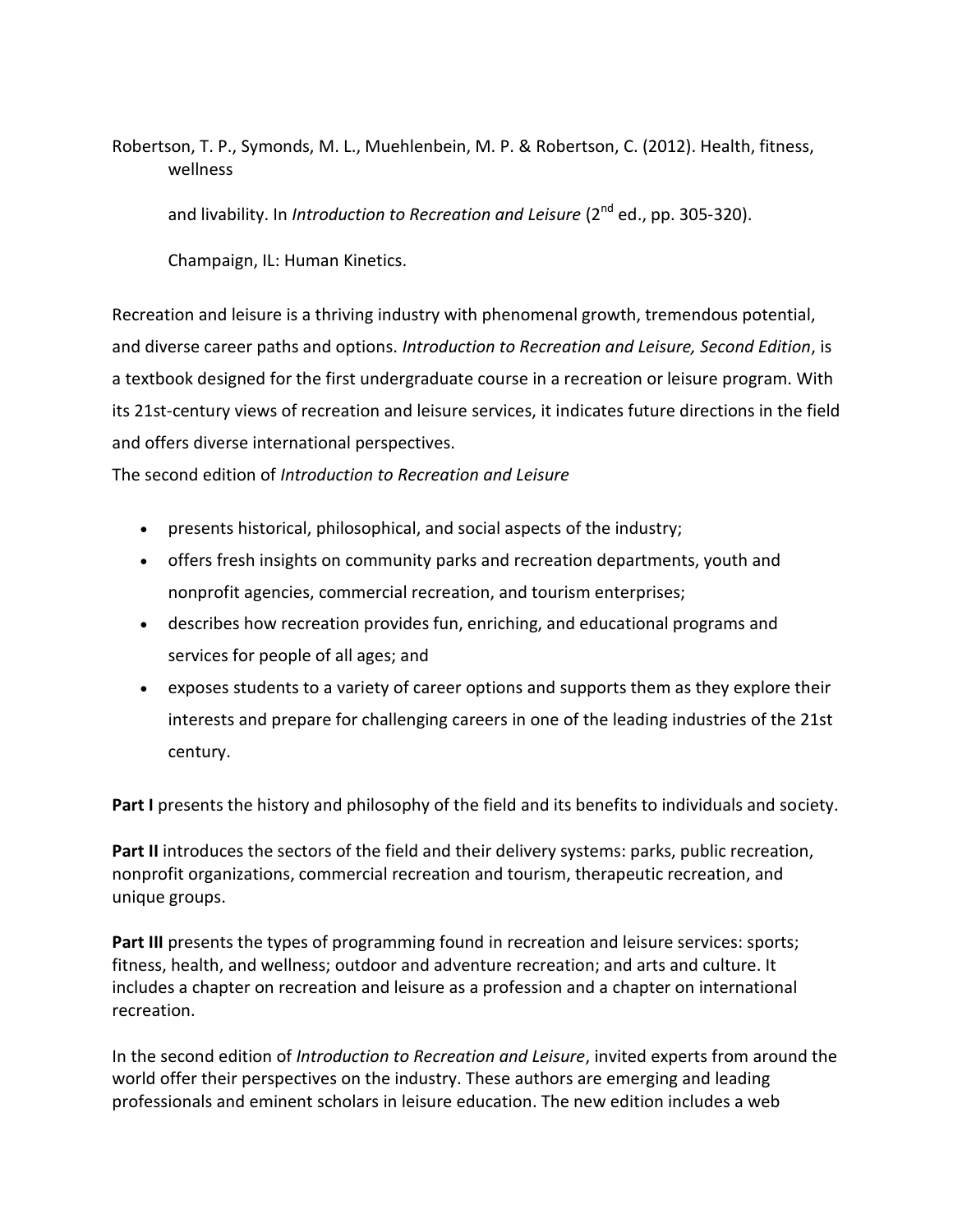Robertson, T. P., Symonds, M. L., Muehlenbein, M. P. & Robertson, C. (2012). Health, fitness, wellness

and livability. In *Introduction to Recreation and Leisure* (2nd ed., pp. 305-320).

Champaign, IL: Human Kinetics.

Recreation and leisure is a thriving industry with phenomenal growth, tremendous potential, and diverse career paths and options. *Introduction to Recreation and Leisure, Second Edition*, is a textbook designed for the first undergraduate course in a recreation or leisure program. With its 21st-century views of recreation and leisure services, it indicates future directions in the field and offers diverse international perspectives.

The second edition of *Introduction to Recreation and Leisure*

- presents historical, philosophical, and social aspects of the industry;
- offers fresh insights on community parks and recreation departments, youth and nonprofit agencies, commercial recreation, and tourism enterprises;
- describes how recreation provides fun, enriching, and educational programs and services for people of all ages; and
- exposes students to a variety of career options and supports them as they explore their interests and prepare for challenging careers in one of the leading industries of the 21st century.

**Part I** presents the history and philosophy of the field and its benefits to individuals and society.

**Part II** introduces the sectors of the field and their delivery systems: parks, public recreation, nonprofit organizations, commercial recreation and tourism, therapeutic recreation, and unique groups.

**Part III** presents the types of programming found in recreation and leisure services: sports; fitness, health, and wellness; outdoor and adventure recreation; and arts and culture. It includes a chapter on recreation and leisure as a profession and a chapter on international recreation.

In the second edition of *Introduction to Recreation and Leisure*, invited experts from around the world offer their perspectives on the industry. These authors are emerging and leading professionals and eminent scholars in leisure education. The new edition includes a web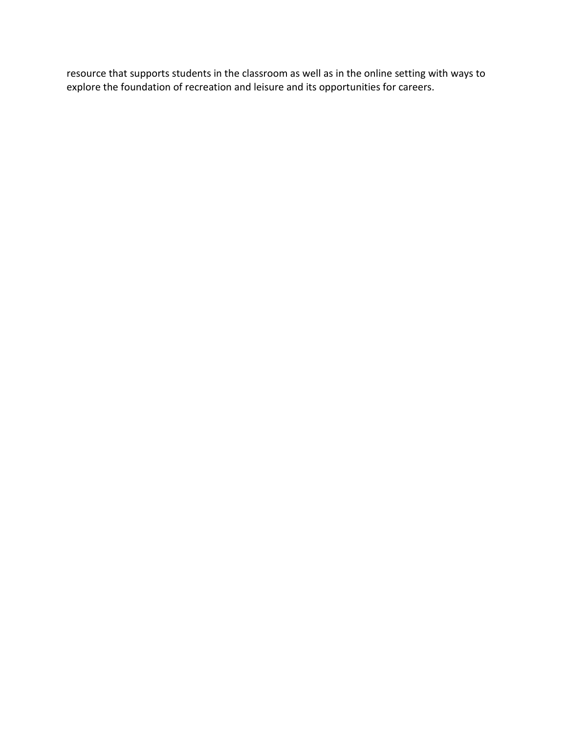resource that supports students in the classroom as well as in the online setting with ways to explore the foundation of recreation and leisure and its opportunities for careers.